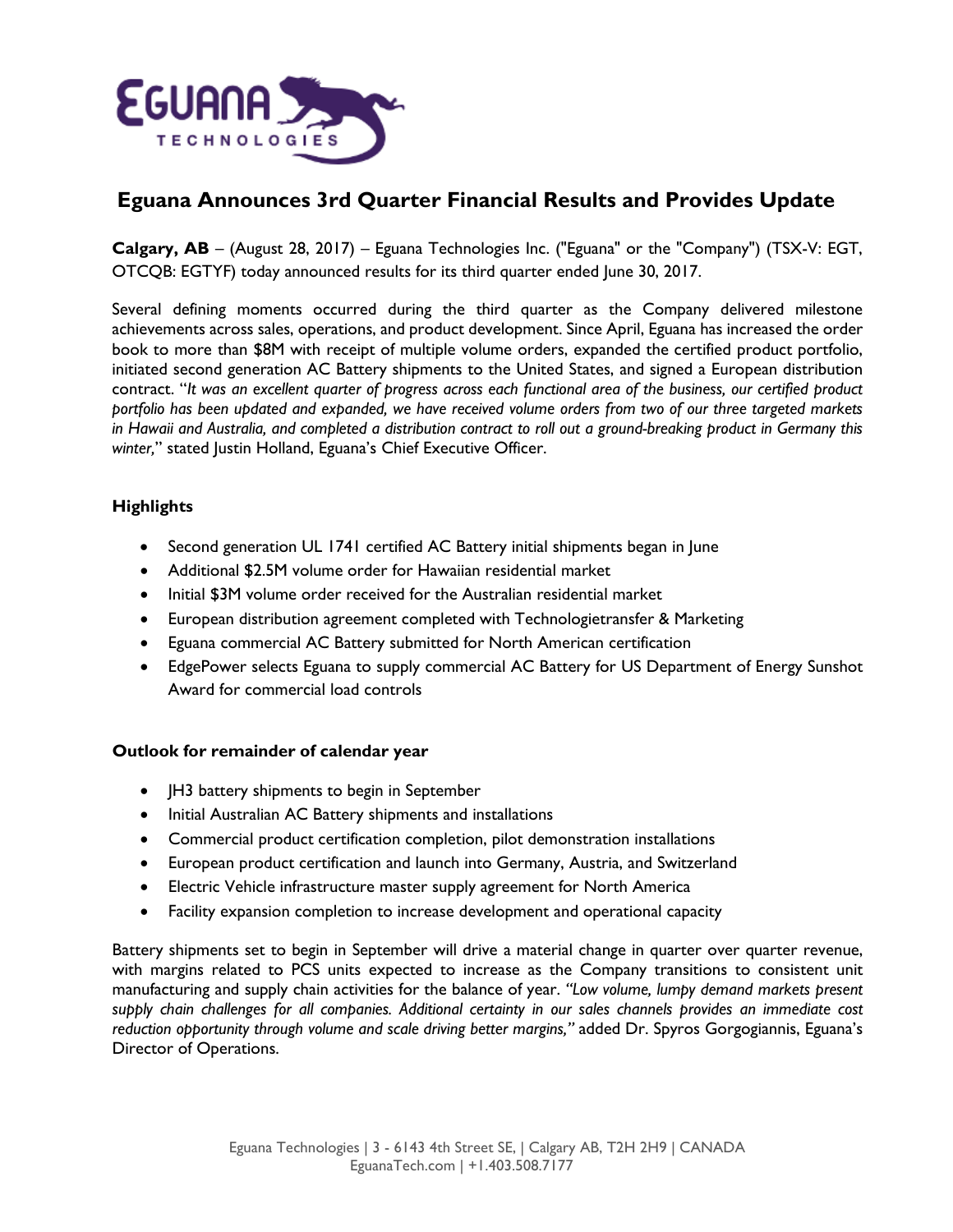# Eguana Announces 3rd Quarter Financial Results and Provides Update

**Calgary, AB** – (August 28, 2017) – Eguana Technologies Inc. ("Eguana" or the "Company") (TSX-V: EGT, OTCQB: EGTYF) today announced results for its third quarter ended June 30, 2017.

Several defining moments occurred during the third quarter as the Company delivered milestone achievements across sales, operations, and product development. Since April, Eguana has increased the order book to more than $8M with receipt of multiple volume orders, expanded the certified product portfolio, initiated second generation AC Battery shipments to the United States, and signed a European distribution contract. "*It was an excellent quarter of progress across each functional area of the business, our certified product portfolio has been updated and expanded, we have received volume orders from two of our three targeted markets in Hawaii and Australia, and completed a distribution contract to roll out a ground-breaking product in Germany this winter,*" stated Justin Holland, Eguana's Chief Executive Officer.

**Highlights**

- Second generation UL 1741 certified AC Battery initial shipments began in June
- Additional $2.5M volume order for Hawaiian residential market
- Initial $3M volume order received for the Australian residential market
- European distribution agreement completed with Technologietransfer & Marketing
- Eguana commercial AC Battery submitted for North American certification
- EdgePower selects Eguana to supply commercial AC Battery for US Department of Energy Sunshot Award for commercial load controls

**Outlook for remainder of calendar year**

- JH3 battery shipments to begin in September
- Initial Australian AC Battery shipments and installations
- Commercial product certification completion, pilot demonstration installations
- European product certification and launch into Germany, Austria, and Switzerland
- Electric Vehicle infrastructure master supply agreement for North America
- Facility expansion completion to increase development and operational capacity

Battery shipments set to begin in September will drive a material change in quarter over quarter revenue, with margins related to PCS units expected to increase as the Company transitions to consistent unit manufacturing and supply chain activities for the balance of year. *"Low volume, lumpy demand markets present supply chain challenges for all companies. Additional certainty in our sales channels provides an immediate cost reduction opportunity through volume and scale driving better margins,"* added Dr. Spyros Gorgogiannis, Eguana's Director of Operations.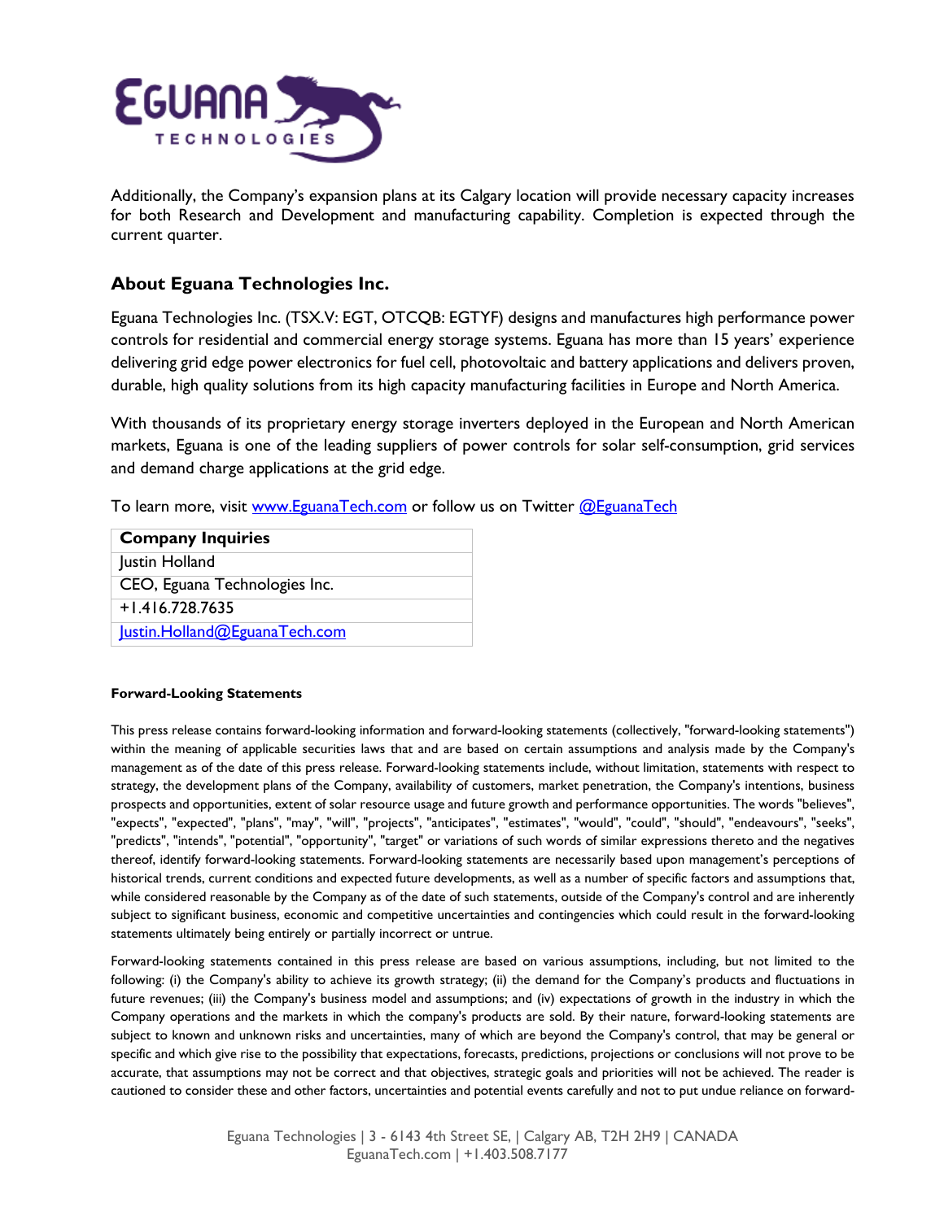Additionally, the Company's expansion plans at its Calgary location will provide necessary capacity increases for both Research and Development and manufacturing capability. Completion is expected through the current quarter.

## About Eguana Technologies Inc.

Eguana Technologies Inc. (TSX.V: EGT, OTCQB: EGTYF) designs and manufactures high performance power controls for residential and commercial energy storage systems. Eguana has more than 15 years' experience delivering grid edge power electronics for fuel cell, photovoltaic and battery applications and delivers proven, durable, high quality solutions from its high capacity manufacturing facilities in Europe and North America.

With thousands of its proprietary energy storage inverters deployed in the European and North American markets, Eguana is one of the leading suppliers of power controls for solar self-consumption, grid services and demand charge applications at the grid edge.

To learn more, visit www.EguanaTech.com or follow us on Twitter @EguanaTech

| **Company Inquiries** |
| --- |
| Justin Holland |
| CEO, Eguana Technologies Inc. |
| +1.416.728.7635 |
| Justin.Holland@EguanaTech.com |

**Forward-Looking Statements**

This press release contains forward-looking information and forward-looking statements (collectively, "forward-looking statements") within the meaning of applicable securities laws that and are based on certain assumptions and analysis made by the Company's management as of the date of this press release. Forward-looking statements include, without limitation, statements with respect to strategy, the development plans of the Company, availability of customers, market penetration, the Company's intentions, business prospects and opportunities, extent of solar resource usage and future growth and performance opportunities. The words "believes", "expects", "expected", "plans", "may", "will", "projects", "anticipates", "estimates", "would", "could", "should", "endeavours", "seeks", "predicts", "intends", "potential", "opportunity", "target" or variations of such words of similar expressions thereto and the negatives thereof, identify forward-looking statements. Forward-looking statements are necessarily based upon management's perceptions of historical trends, current conditions and expected future developments, as well as a number of specific factors and assumptions that, while considered reasonable by the Company as of the date of such statements, outside of the Company's control and are inherently subject to significant business, economic and competitive uncertainties and contingencies which could result in the forward-looking statements ultimately being entirely or partially incorrect or untrue.

Forward-looking statements contained in this press release are based on various assumptions, including, but not limited to the following: (i) the Company's ability to achieve its growth strategy; (ii) the demand for the Company's products and fluctuations in future revenues; (iii) the Company's business model and assumptions; and (iv) expectations of growth in the industry in which the Company operations and the markets in which the company's products are sold. By their nature, forward-looking statements are subject to known and unknown risks and uncertainties, many of which are beyond the Company's control, that may be general or specific and which give rise to the possibility that expectations, forecasts, predictions, projections or conclusions will not prove to be accurate, that assumptions may not be correct and that objectives, strategic goals and priorities will not be achieved. The reader is cautioned to consider these and other factors, uncertainties and potential events carefully and not to put undue reliance on forward-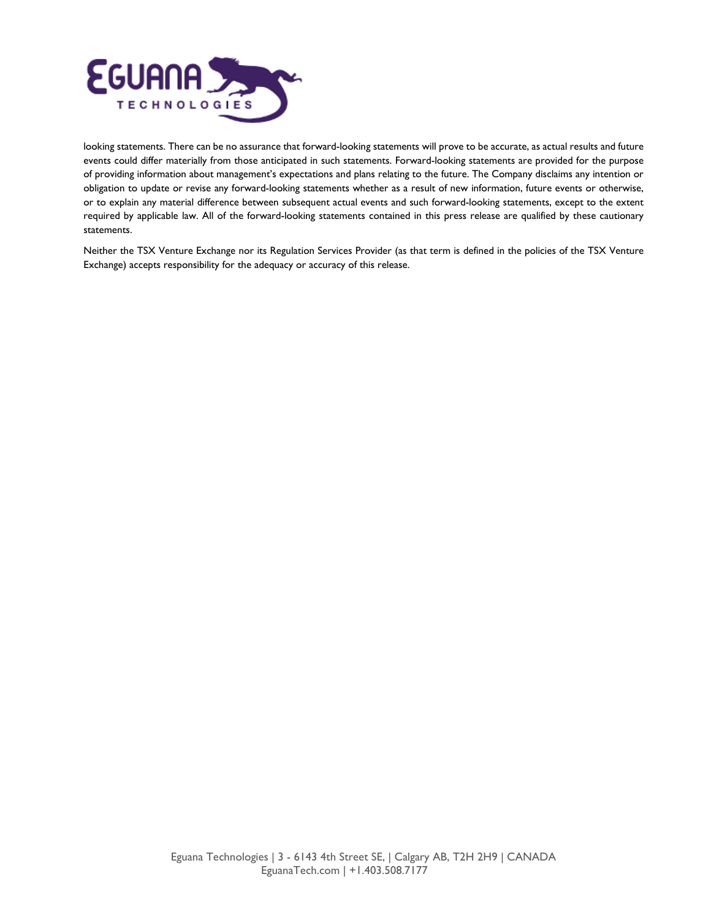looking statements. There can be no assurance that forward-looking statements will prove to be accurate, as actual results and future events could differ materially from those anticipated in such statements. Forward-looking statements are provided for the purpose of providing information about management's expectations and plans relating to the future. The Company disclaims any intention or obligation to update or revise any forward-looking statements whether as a result of new information, future events or otherwise, or to explain any material difference between subsequent actual events and such forward-looking statements, except to the extent required by applicable law. All of the forward-looking statements contained in this press release are qualified by these cautionary statements.

Neither the TSX Venture Exchange nor its Regulation Services Provider (as that term is defined in the policies of the TSX Venture Exchange) accepts responsibility for the adequacy or accuracy of this release.